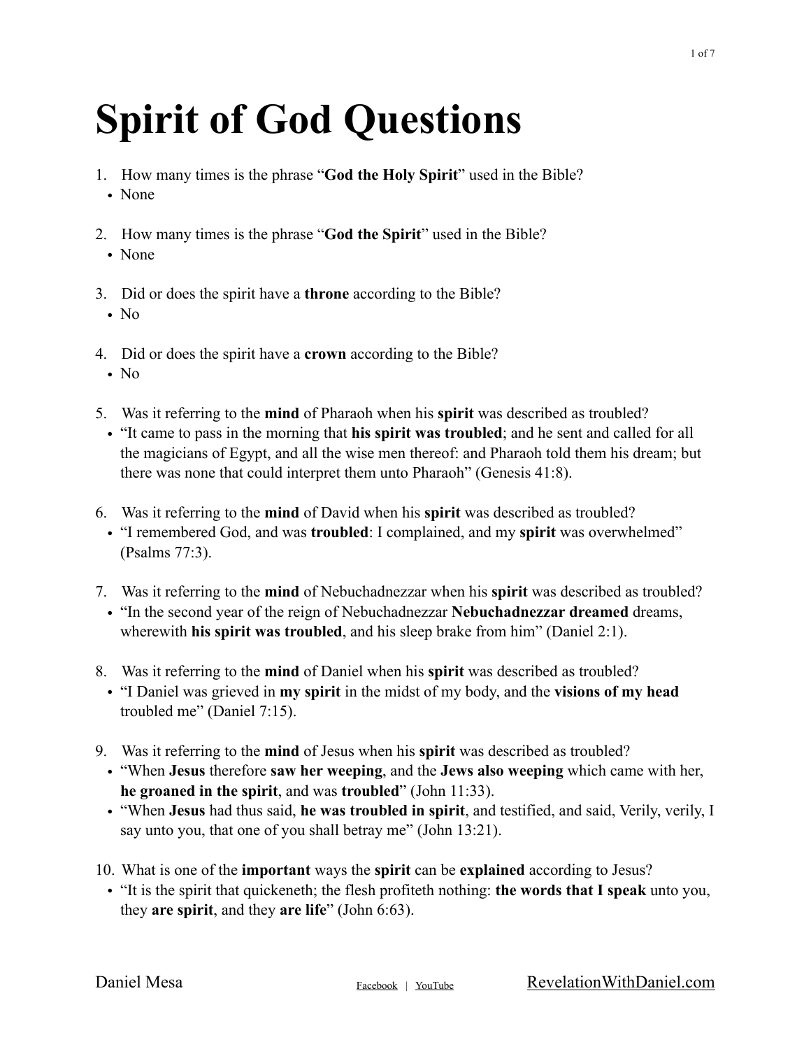# Spirit of God Questions

1. How many times is the phrase "**God the Holy Spirit**" used in the Bible?
    - None

2. How many times is the phrase "**God the Spirit**" used in the Bible?
    - None

3. Did or does the spirit have a **throne** according to the Bible?
    - No

4. Did or does the spirit have a **crown** according to the Bible?
    - No

5. Was it referring to the **mind** of Pharaoh when his **spirit** was described as troubled?
    - "It came to pass in the morning that **his spirit was troubled**; and he sent and called for all the magicians of Egypt, and all the wise men thereof: and Pharaoh told them his dream; but there was none that could interpret them unto Pharaoh" (Genesis 41:8).

6. Was it referring to the **mind** of David when his **spirit** was described as troubled?
    - "I remembered God, and was **troubled**: I complained, and my **spirit** was overwhelmed" (Psalms 77:3).

7. Was it referring to the **mind** of Nebuchadnezzar when his **spirit** was described as troubled?
    - "In the second year of the reign of Nebuchadnezzar **Nebuchadnezzar dreamed** dreams, wherewith **his spirit was troubled**, and his sleep brake from him" (Daniel 2:1).

8. Was it referring to the **mind** of Daniel when his **spirit** was described as troubled?
    - "I Daniel was grieved in **my spirit** in the midst of my body, and the **visions of my head** troubled me" (Daniel 7:15).

9. Was it referring to the **mind** of Jesus when his **spirit** was described as troubled?
    - "When **Jesus** therefore **saw her weeping**, and the **Jews also weeping** which came with her, **he groaned in the spirit**, and was **troubled**" (John 11:33).
    - "When **Jesus** had thus said, **he was troubled in spirit**, and testified, and said, Verily, verily, I say unto you, that one of you shall betray me" (John 13:21).

10. What is one of the **important** ways the **spirit** can be **explained** according to Jesus?
    - "It is the spirit that quickeneth; the flesh profiteth nothing: **the words that I speak** unto you, they **are spirit**, and they **are life**" (John 6:63).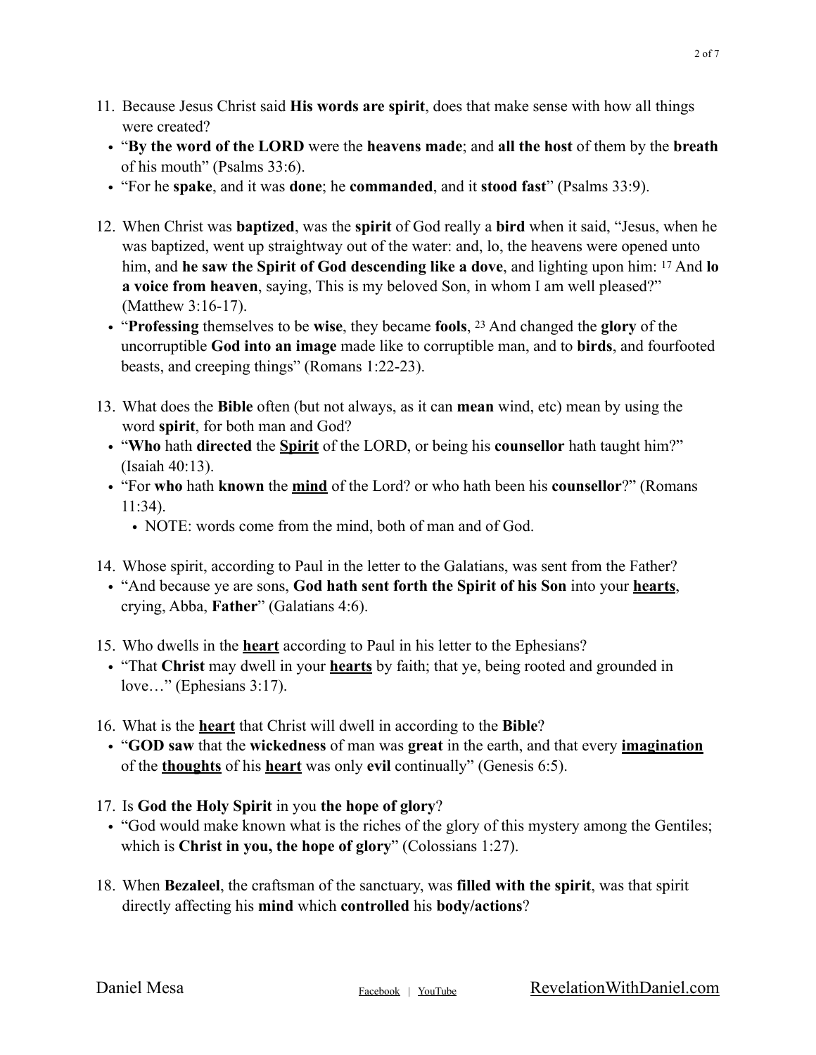11. Because Jesus Christ said **His words are spirit**, does that make sense with how all things were created?
    - "**By the word of the LORD** were the **heavens made**; and **all the host** of them by the **breath** of his mouth" (Psalms 33:6).
    - "For he **spake**, and it was **done**; he **commanded**, and it **stood fast**" (Psalms 33:9).

12. When Christ was **baptized**, was the **spirit** of God really a **bird** when it said, "Jesus, when he was baptized, went up straightway out of the water: and, lo, the heavens were opened unto him, and **he saw the Spirit of God descending like a dove**, and lighting upon him: [17] And **lo a voice from heaven**, saying, This is my beloved Son, in whom I am well pleased?" (Matthew 3:16-17).
    - "**Professing** themselves to be **wise**, they became **fools**, [23] And changed the **glory** of the uncorruptible **God into an image** made like to corruptible man, and to **birds**, and fourfooted beasts, and creeping things" (Romans 1:22-23).

13. What does the **Bible** often (but not always, as it can **mean** wind, etc) mean by using the word **spirit**, for both man and God?
    - "**Who** hath **directed** the <u>**Spirit**</u> of the LORD, or being his **counsellor** hath taught him?" (Isaiah 40:13).
    - "For **who** hath **known** the <u>**mind**</u> of the Lord? or who hath been his **counsellor**?" (Romans 11:34).
        - NOTE: words come from the mind, both of man and of God.

14. Whose spirit, according to Paul in the letter to the Galatians, was sent from the Father?
    - "And because ye are sons, **God hath sent forth the Spirit of his Son** into your <u>**hearts**</u>, crying, Abba, **Father**" (Galatians 4:6).

15. Who dwells in the <u>**heart**</u> according to Paul in his letter to the Ephesians?
    - "That **Christ** may dwell in your <u>**hearts**</u> by faith; that ye, being rooted and grounded in love…" (Ephesians 3:17).

16. What is the <u>**heart**</u> that Christ will dwell in according to the **Bible**?
    - "**GOD saw** that the **wickedness** of man was **great** in the earth, and that every <u>**imagination**</u> of the <u>**thoughts**</u> of his <u>**heart**</u> was only **evil** continually" (Genesis 6:5).

17. Is **God the Holy Spirit** in you **the hope of glory**?
    - "God would make known what is the riches of the glory of this mystery among the Gentiles; which is **Christ in you, the hope of glory**" (Colossians 1:27).

18. When **Bezaleel**, the craftsman of the sanctuary, was **filled with the spirit**, was that spirit directly affecting his **mind** which **controlled** his **body/actions**?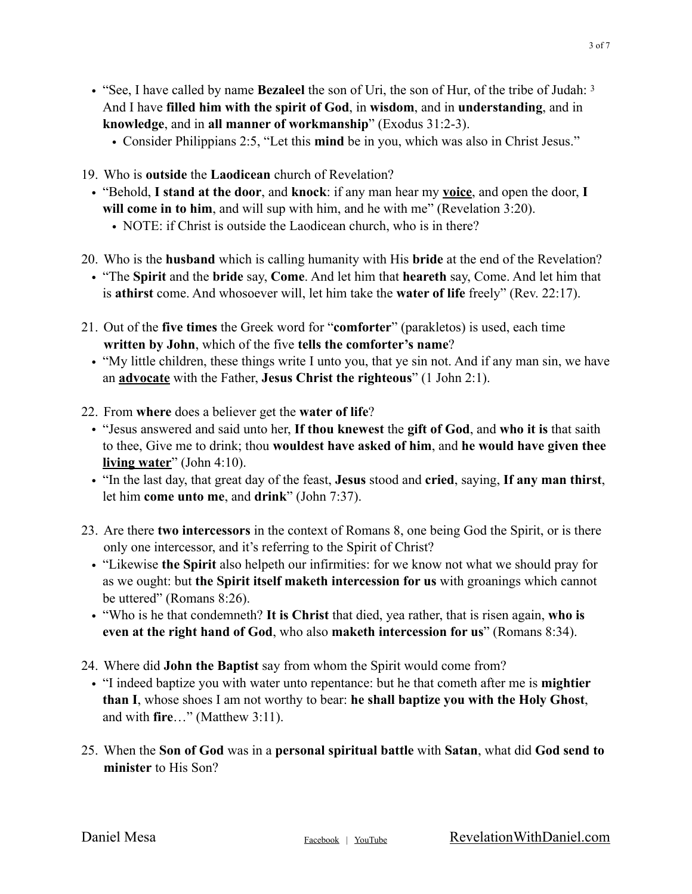- "See, I have called by name **Bezaleel** the son of Uri, the son of Hur, of the tribe of Judah: [3] And I have **filled him with the spirit of God**, in **wisdom**, and in **understanding**, and in **knowledge**, and in **all manner of workmanship**" (Exodus 31:2-3).
  - Consider Philippians 2:5, "Let this **mind** be in you, which was also in Christ Jesus."

19. Who is **outside** the **Laodicean** church of Revelation?
  - "Behold, **I stand at the door**, and **knock**: if any man hear my **<u>voice</u>**, and open the door, **I will come in to him**, and will sup with him, and he with me" (Revelation 3:20).
    - NOTE: if Christ is outside the Laodicean church, who is in there?

20. Who is the **husband** which is calling humanity with His **bride** at the end of the Revelation?
  - "The **Spirit** and the **bride** say, **Come**. And let him that **heareth** say, Come. And let him that is **athirst** come. And whosoever will, let him take the **water of life** freely" (Rev. 22:17).

21. Out of the **five times** the Greek word for "**comforter**" (parakletos) is used, each time **written by John**, which of the five **tells the comforter's name**?
  - "My little children, these things write I unto you, that ye sin not. And if any man sin, we have an **<u>advocate</u>** with the Father, **Jesus Christ the righteous**" (1 John 2:1).

22. From **where** does a believer get the **water of life**?
  - "Jesus answered and said unto her, **If thou knewest** the **gift of God**, and **who it is** that saith to thee, Give me to drink; thou **wouldest have asked of him**, and **he would have given thee <u>living water</u>**" (John 4:10).
  - "In the last day, that great day of the feast, **Jesus** stood and **cried**, saying, **If any man thirst**, let him **come unto me**, and **drink**" (John 7:37).

23. Are there **two intercessors** in the context of Romans 8, one being God the Spirit, or is there only one intercessor, and it's referring to the Spirit of Christ?
  - "Likewise **the Spirit** also helpeth our infirmities: for we know not what we should pray for as we ought: but **the Spirit itself maketh intercession for us** with groanings which cannot be uttered" (Romans 8:26).
  - "Who is he that condemneth? **It is Christ** that died, yea rather, that is risen again, **who is even at the right hand of God**, who also **maketh intercession for us**" (Romans 8:34).

24. Where did **John the Baptist** say from whom the Spirit would come from?
  - "I indeed baptize you with water unto repentance: but he that cometh after me is **mightier than I**, whose shoes I am not worthy to bear: **he shall baptize you with the Holy Ghost**, and with **fire**…" (Matthew 3:11).

25. When the **Son of God** was in a **personal spiritual battle** with **Satan**, what did **God send to minister** to His Son?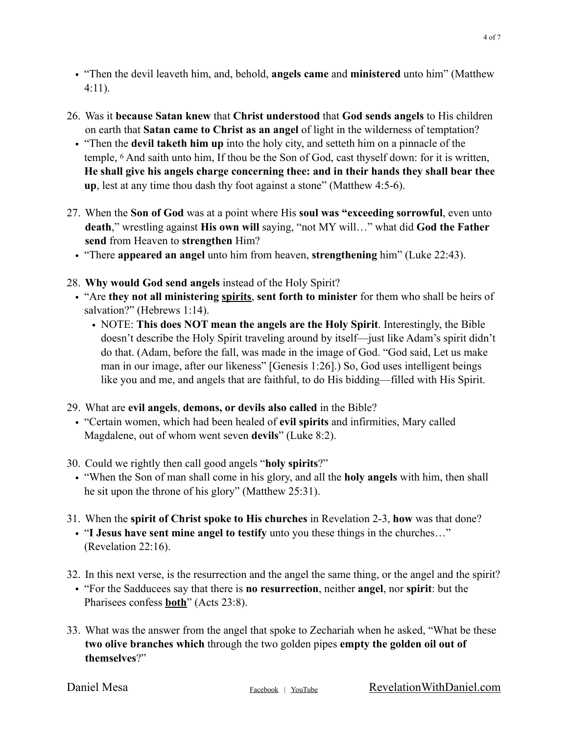- “Then the devil leaveth him, and, behold, **angels came** and **ministered** unto him” (Matthew 4:11).

26. Was it **because Satan knew** that **Christ understood** that **God sends angels** to His children on earth that **Satan came to Christ as an angel** of light in the wilderness of temptation?
    - “Then the **devil taketh him up** into the holy city, and setteth him on a pinnacle of the temple, 6 And saith unto him, If thou be the Son of God, cast thyself down: for it is written, **He shall give his angels charge concerning thee: and in their hands they shall bear thee up**, lest at any time thou dash thy foot against a stone” (Matthew 4:5-6).

27. When the **Son of God** was at a point where His **soul was “exceeding sorrowful**, even unto **death**,” wrestling against **His own will** saying, “not MY will…” what did **God the Father send** from Heaven to **strengthen** Him?
    - “There **appeared an angel** unto him from heaven, **strengthening** him” (Luke 22:43).

28. **Why would God send angels** instead of the Holy Spirit?
    - “Are **they not all ministering <u>spirits</u>**, **sent forth to minister** for them who shall be heirs of salvation?” (Hebrews 1:14).
        - NOTE: **This does NOT mean the angels are the Holy Spirit**. Interestingly, the Bible doesn’t describe the Holy Spirit traveling around by itself—just like Adam’s spirit didn’t do that. (Adam, before the fall, was made in the image of God. “God said, Let us make man in our image, after our likeness” [Genesis 1:26].) So, God uses intelligent beings like you and me, and angels that are faithful, to do His bidding—filled with His Spirit.

29. What are **evil angels**, **demons, or devils also called** in the Bible?
    - “Certain women, which had been healed of **evil spirits** and infirmities, Mary called Magdalene, out of whom went seven **devils**” (Luke 8:2).

30. Could we rightly then call good angels “**holy spirits**?”
    - “When the Son of man shall come in his glory, and all the **holy angels** with him, then shall he sit upon the throne of his glory” (Matthew 25:31).

31. When the **spirit of Christ spoke to His churches** in Revelation 2-3, **how** was that done?
    - “**I Jesus have sent mine angel to testify** unto you these things in the churches…” (Revelation 22:16).

32. In this next verse, is the resurrection and the angel the same thing, or the angel and the spirit?
    - “For the Sadducees say that there is **no resurrection**, neither **angel**, nor **spirit**: but the Pharisees confess **<u>both</u>**” (Acts 23:8).

33. What was the answer from the angel that spoke to Zechariah when he asked, “What be these **two olive branches which** through the two golden pipes **empty the golden oil out of themselves**?”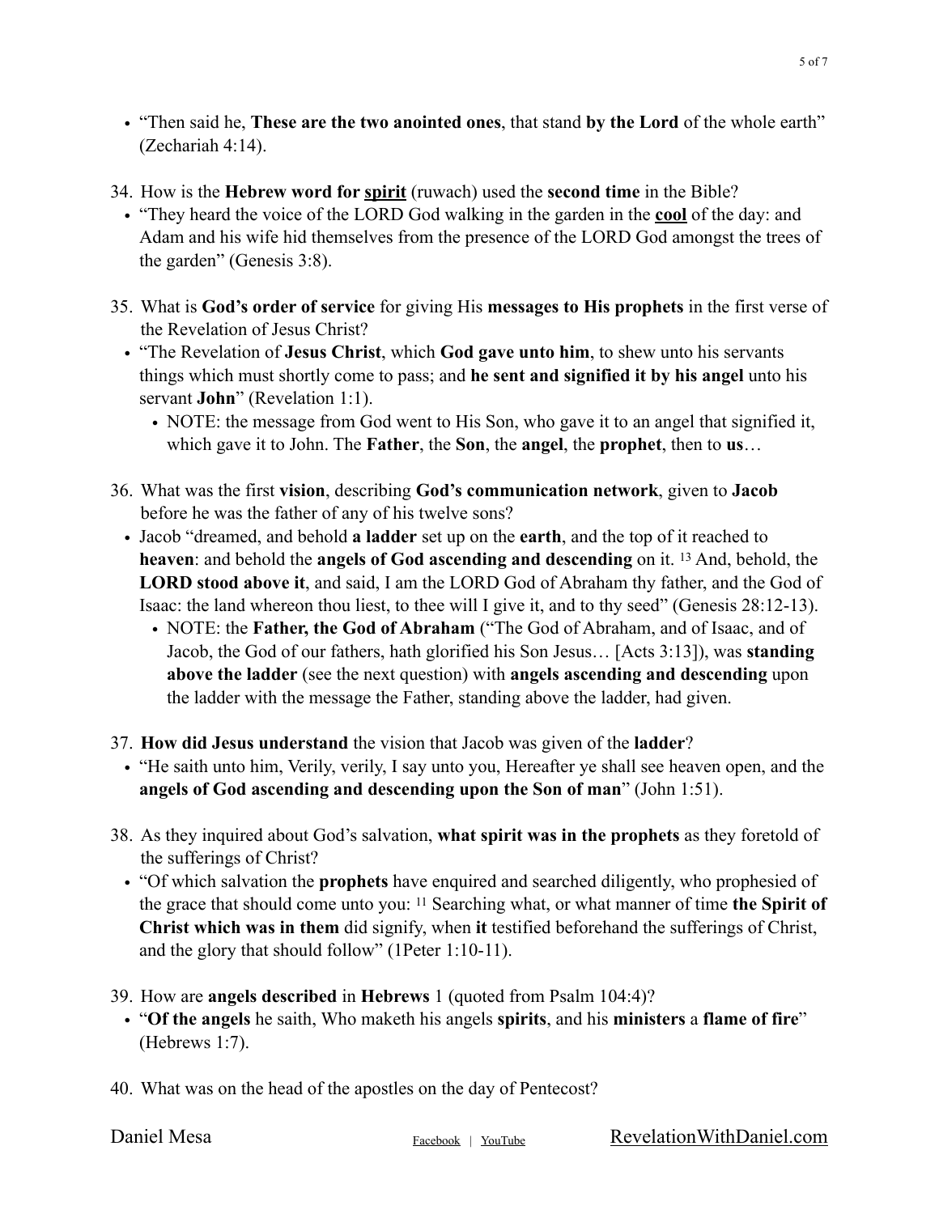- “Then said he, **These are the two anointed ones**, that stand **by the Lord** of the whole earth” (Zechariah 4:14).

34. How is the **Hebrew word for <u>spirit</u>** (ruwach) used the **second time** in the Bible?
    - “They heard the voice of the LORD God walking in the garden in the **<u>cool</u>** of the day: and Adam and his wife hid themselves from the presence of the LORD God amongst the trees of the garden” (Genesis 3:8).

35. What is **God’s order of service** for giving His **messages to His prophets** in the first verse of the Revelation of Jesus Christ?
    - “The Revelation of **Jesus Christ**, which **God gave unto him**, to shew unto his servants things which must shortly come to pass; and **he sent and signified it by his angel** unto his servant **John**” (Revelation 1:1).
        - NOTE: the message from God went to His Son, who gave it to an angel that signified it, which gave it to John. The **Father**, the **Son**, the **angel**, the **prophet**, then to **us**…

36. What was the first **vision**, describing **God’s communication network**, given to **Jacob** before he was the father of any of his twelve sons?
    - Jacob “dreamed, and behold **a ladder** set up on the **earth**, and the top of it reached to **heaven**: and behold the **angels of God ascending and descending** on it. [13] And, behold, the **LORD stood above it**, and said, I am the LORD God of Abraham thy father, and the God of Isaac: the land whereon thou liest, to thee will I give it, and to thy seed” (Genesis 28:12-13).
        - NOTE: the **Father, the God of Abraham** (“The God of Abraham, and of Isaac, and of Jacob, the God of our fathers, hath glorified his Son Jesus… [Acts 3:13]), was **standing above the ladder** (see the next question) with **angels ascending and descending** upon the ladder with the message the Father, standing above the ladder, had given.

37. **How did Jesus understand** the vision that Jacob was given of the **ladder**?
    - “He saith unto him, Verily, verily, I say unto you, Hereafter ye shall see heaven open, and the **angels of God ascending and descending upon the Son of man**” (John 1:51).

38. As they inquired about God’s salvation, **what spirit was in the prophets** as they foretold of the sufferings of Christ?
    - “Of which salvation the **prophets** have enquired and searched diligently, who prophesied of the grace that should come unto you: [11] Searching what, or what manner of time **the Spirit of Christ which was in them** did signify, when **it** testified beforehand the sufferings of Christ, and the glory that should follow” (1Peter 1:10-11).

39. How are **angels described** in **Hebrews** 1 (quoted from Psalm 104:4)?
    - “**Of the angels** he saith, Who maketh his angels **spirits**, and his **ministers** a **flame of fire**” (Hebrews 1:7).

40. What was on the head of the apostles on the day of Pentecost?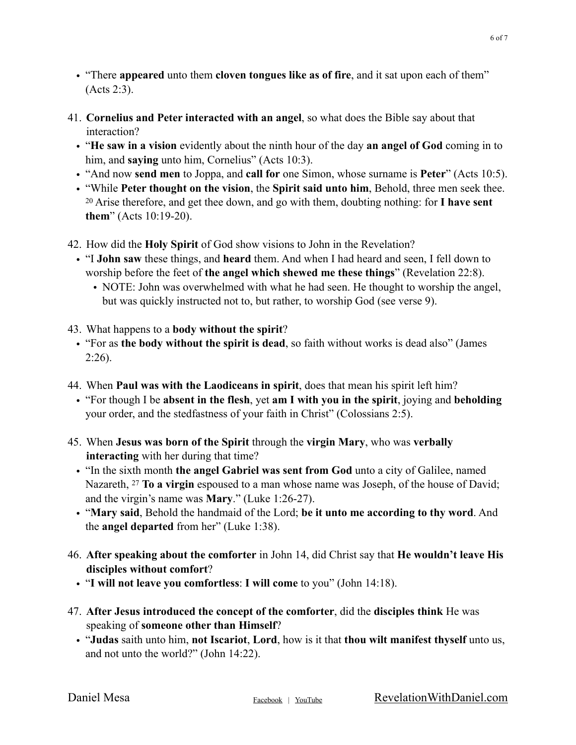- “There **appeared** unto them **cloven tongues like as of fire**, and it sat upon each of them” (Acts 2:3).

41. **Cornelius and Peter interacted with an angel**, so what does the Bible say about that interaction?
    - “**He saw in a vision** evidently about the ninth hour of the day **an angel of God** coming in to him, and **saying** unto him, Cornelius” (Acts 10:3).
    - “And now **send men** to Joppa, and **call for** one Simon, whose surname is **Peter**” (Acts 10:5).
    - “While **Peter thought on the vision**, the **Spirit said unto him**, Behold, three men seek thee. [20] Arise therefore, and get thee down, and go with them, doubting nothing: for **I have sent them**” (Acts 10:19-20).

42. How did the **Holy Spirit** of God show visions to John in the Revelation?
    - “I **John saw** these things, and **heard** them. And when I had heard and seen, I fell down to worship before the feet of **the angel which shewed me these things**” (Revelation 22:8).
      - NOTE: John was overwhelmed with what he had seen. He thought to worship the angel, but was quickly instructed not to, but rather, to worship God (see verse 9).

43. What happens to a **body without the spirit**?
    - “For as **the body without the spirit is dead**, so faith without works is dead also” (James 2:26).

44. When **Paul was with the Laodiceans in spirit**, does that mean his spirit left him?
    - “For though I be **absent in the flesh**, yet **am I with you in the spirit**, joying and **beholding** your order, and the stedfastness of your faith in Christ” (Colossians 2:5).

45. When **Jesus was born of the Spirit** through the **virgin Mary**, who was **verbally interacting** with her during that time?
    - “In the sixth month **the angel Gabriel was sent from God** unto a city of Galilee, named Nazareth, [27] **To a virgin** espoused to a man whose name was Joseph, of the house of David; and the virgin’s name was **Mary**.” (Luke 1:26-27).
    - “**Mary said**, Behold the handmaid of the Lord; **be it unto me according to thy word**. And the **angel departed** from her” (Luke 1:38).

46. **After speaking about the comforter** in John 14, did Christ say that **He wouldn’t leave His disciples without comfort**?
    - “**I will not leave you comfortless**: **I will come** to you” (John 14:18).

47. **After Jesus introduced the concept of the comforter**, did the **disciples think** He was speaking of **someone other than Himself**?
    - “**Judas** saith unto him, **not Iscariot**, **Lord**, how is it that **thou wilt manifest thyself** unto us, and not unto the world?” (John 14:22).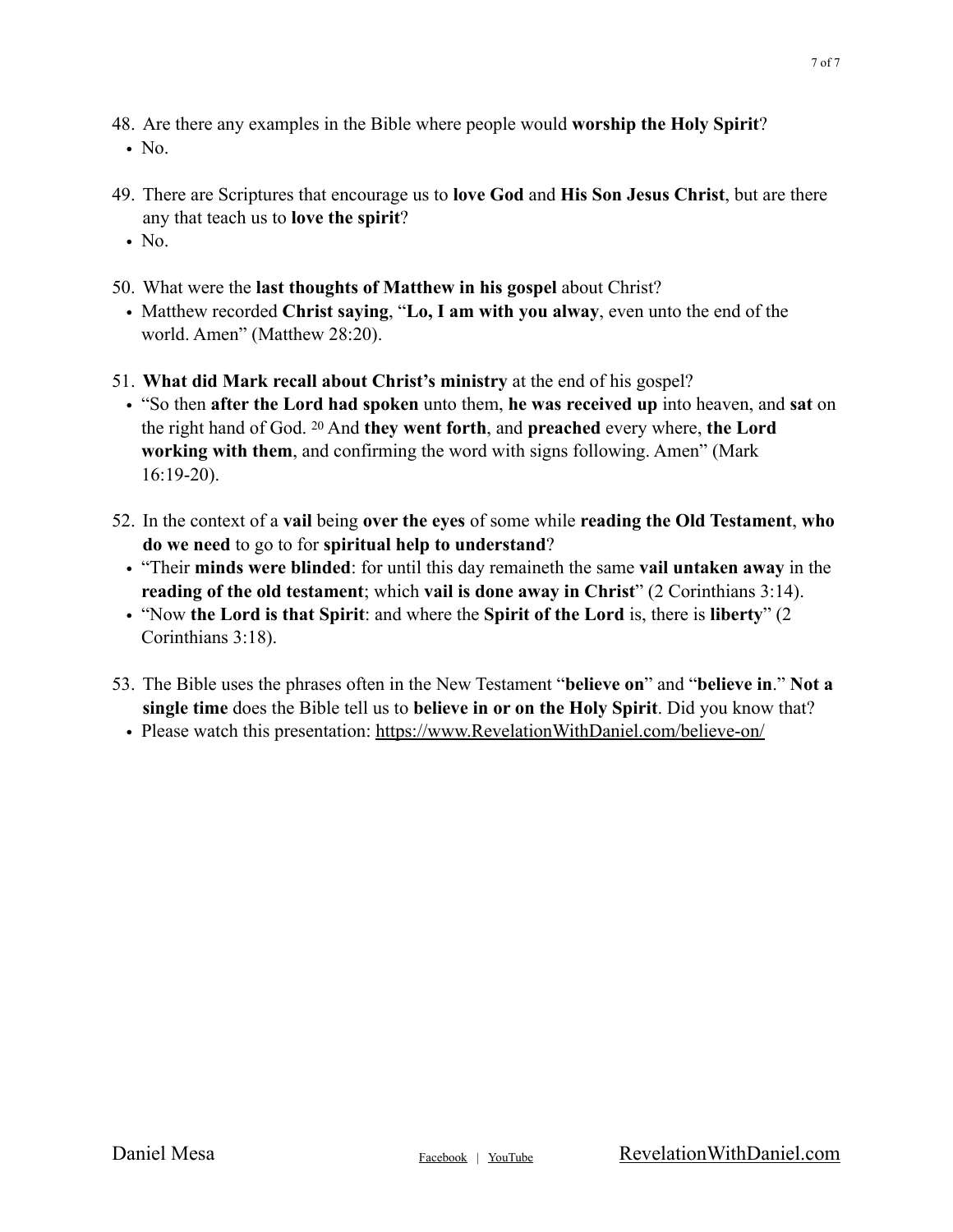48. Are there any examples in the Bible where people would **worship the Holy Spirit**?
    - No.

49. There are Scriptures that encourage us to **love God** and **His Son Jesus Christ**, but are there any that teach us to **love the spirit**?
    - No.

50. What were the **last thoughts of Matthew in his gospel** about Christ?
    - Matthew recorded **Christ saying**, "**Lo, I am with you alway**, even unto the end of the world. Amen" (Matthew 28:20).

51. **What did Mark recall about Christ's ministry** at the end of his gospel?
    - "So then **after the Lord had spoken** unto them, **he was received up** into heaven, and **sat** on the right hand of God. [20] And **they went forth**, and **preached** every where, **the Lord working with them**, and confirming the word with signs following. Amen" (Mark 16:19-20).

52. In the context of a **vail** being **over the eyes** of some while **reading the Old Testament**, **who do we need** to go to for **spiritual help to understand**?
    - "Their **minds were blinded**: for until this day remaineth the same **vail untaken away** in the **reading of the old testament**; which **vail is done away in Christ**" (2 Corinthians 3:14).
    - "Now **the Lord is that Spirit**: and where the **Spirit of the Lord** is, there is **liberty**" (2 Corinthians 3:18).

53. The Bible uses the phrases often in the New Testament "**believe on**" and "**believe in**." **Not a single time** does the Bible tell us to **believe in or on the Holy Spirit**. Did you know that?
    - Please watch this presentation: https://www.RevelationWithDaniel.com/believe-on/